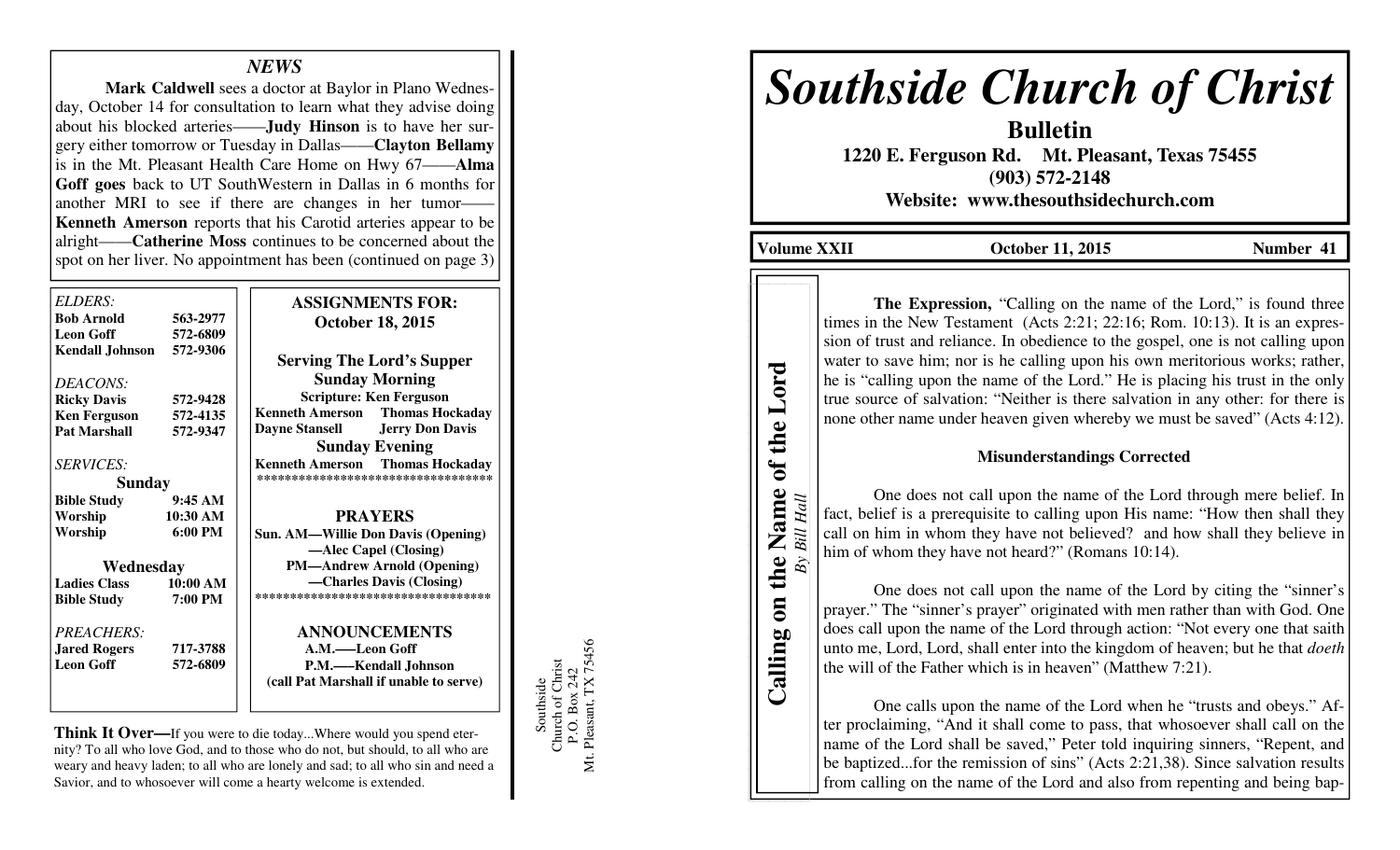## NEWS

**Mark Caldwell** sees a doctor at Baylor in Plano Wednesday, October 14 for consultation to learn what they advise doing about his blocked arteries——**Judy Hinson** is to have her surgery either tomorrow or Tuesday in Dallas——**Clayton Bellamy** is in the Mt. Pleasant Health Care Home on Hwy 67——**Alma Goff goes** back to UT SouthWestern in Dallas in 6 months for another MRI to see if there are changes in her tumor——**Kenneth Amerson** reports that his Carotid arteries appear to be alright——**Catherine Moss** continues to be concerned about the spot on her liver. No appointment has been (continued on page 3)

*ELDERS:*

| | |
|---|---|
| **Bob Arnold** | **563-2977** |
| **Leon Goff** | **572-6809** |
| **Kendall Johnson** | **572-9306** |

*DEACONS:*

| | |
|---|---|
| **Ricky Davis** | **572-9428** |
| **Ken Ferguson** | **572-4135** |
| **Pat Marshall** | **572-9347** |

*SERVICES:*

**Sunday**

| | |
|---|---|
| **Bible Study** | **9:45 AM** |
| **Worship** | **10:30 AM** |
| **Worship** | **6:00 PM** |

**Wednesday**

| | |
|---|---|
| **Ladies Class** | **10:00 AM** |
| **Bible Study** | **7:00 PM** |

*PREACHERS:*

| | |
|---|---|
| **Jared Rogers** | **717-3788** |
| **Leon Goff** | **572-6809** |

**ASSIGNMENTS FOR: October 18, 2015**

**Serving The Lord's Supper**

**Sunday Morning**

**Scripture: Ken Ferguson**

**Kenneth Amerson Thomas Hockaday**
**Dayne Stansell Jerry Don Davis**

**Sunday Evening**

**Kenneth Amerson Thomas Hockaday**

**PRAYERS**

**Sun. AM—Willie Don Davis (Opening)**
**—Alec Capel (Closing)**
**PM—Andrew Arnold (Opening)**
**—Charles Davis (Closing)**

**ANNOUNCEMENTS**

**A.M.—Leon Goff**
**P.M.—Kendall Johnson**
**(call Pat Marshall if unable to serve)**

**Think It Over—**If you were to die today...Where would you spend eternity? To all who love God, and to those who do not, but should, to all who are weary and heavy laden; to all who are lonely and sad; to all who sin and need a Savior, and to whosoever will come a hearty welcome is extended.

Southside
Church of Christ
P.O. Box 242
Mt. Pleasant, TX 75456

# Southside Church of Christ

**Bulletin**

**1220 E. Ferguson Rd. Mt. Pleasant, Texas 75455**
**(903) 572-2148**
**Website: www.thesouthsidechurch.com**

**Volume XXII — October 11, 2015 — Number 41**

## Calling on the Name of the Lord

*By Bill Hall*

**The Expression,** "Calling on the name of the Lord," is found three times in the New Testament (Acts 2:21; 22:16; Rom. 10:13). It is an expression of trust and reliance. In obedience to the gospel, one is not calling upon water to save him; nor is he calling upon his own meritorious works; rather, he is "calling upon the name of the Lord." He is placing his trust in the only true source of salvation: "Neither is there salvation in any other: for there is none other name under heaven given whereby we must be saved" (Acts 4:12).

### Misunderstandings Corrected

One does not call upon the name of the Lord through mere belief. In fact, belief is a prerequisite to calling upon His name: "How then shall they call on him in whom they have not believed? and how shall they believe in him of whom they have not heard?" (Romans 10:14).

One does not call upon the name of the Lord by citing the "sinner's prayer." The "sinner's prayer" originated with men rather than with God. One does call upon the name of the Lord through action: "Not every one that saith unto me, Lord, Lord, shall enter into the kingdom of heaven; but he that *doeth* the will of the Father which is in heaven" (Matthew 7:21).

One calls upon the name of the Lord when he "trusts and obeys." After proclaiming, "And it shall come to pass, that whosoever shall call on the name of the Lord shall be saved," Peter told inquiring sinners, "Repent, and be baptized...for the remission of sins" (Acts 2:21,38). Since salvation results from calling on the name of the Lord and also from repenting and being bap-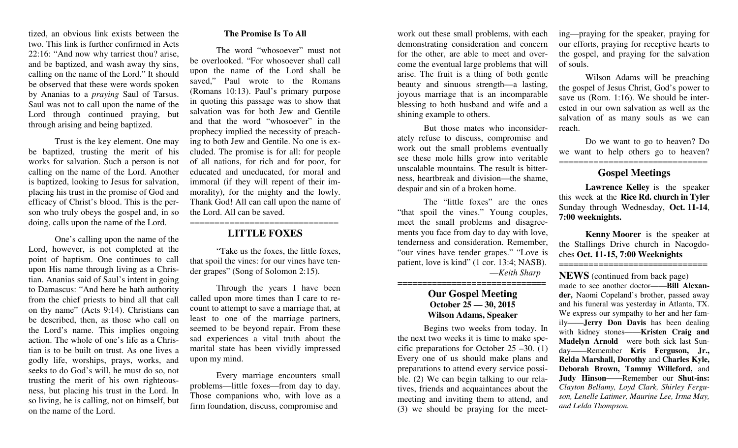tized, an obvious link exists between the two. This link is further confirmed in Acts 22:16: "And now why tarriest thou? arise, and be baptized, and wash away thy sins, calling on the name of the Lord." It should be observed that these were words spoken by Ananias to a *praying* Saul of Tarsus. Saul was not to call upon the name of the Lord through continued praying, but through arising and being baptized.

Trust is the key element. One may be baptized, trusting the merit of his works for salvation. Such a person is not calling on the name of the Lord. Another is baptized, looking to Jesus for salvation, placing his trust in the promise of God and efficacy of Christ's blood. This is the person who truly obeys the gospel and, in so doing, calls upon the name of the Lord.

One's calling upon the name of the Lord, however, is not completed at the point of baptism. One continues to call upon His name through living as a Christian. Ananias said of Saul's intent in going to Damascus: "And here he hath authority from the chief priests to bind all that call on thy name" (Acts 9:14). Christians can be described, then, as those who call on the Lord's name. This implies ongoing action. The whole of one's life as a Christian is to be built on trust. As one lives a godly life, worships, prays, works, and seeks to do God's will, he must do so, not trusting the merit of his own righteousness, but placing his trust in the Lord. In so living, he is calling, not on himself, but on the name of the Lord.

**The Promise Is To All**

The word "whosoever" must not be overlooked. "For whosoever shall call upon the name of the Lord shall be saved," Paul wrote to the Romans (Romans 10:13). Paul's primary purpose in quoting this passage was to show that salvation was for both Jew and Gentile and that the word "whosoever" in the prophecy implied the necessity of preaching to both Jew and Gentile. No one is excluded. The promise is for all: for people of all nations, for rich and for poor, for educated and uneducated, for moral and immoral (if they will repent of their immorality), for the mighty and the lowly. Thank God! All can call upon the name of the Lord. All can be saved.

==============================

## LITTLE FOXES

"Take us the foxes, the little foxes, that spoil the vines: for our vines have tender grapes" (Song of Solomon 2:15).

Through the years I have been called upon more times than I care to recount to attempt to save a marriage that, at least to one of the marriage partners, seemed to be beyond repair. From these sad experiences a vital truth about the marital state has been vividly impressed upon my mind.

Every marriage encounters small problems—little foxes—from day to day. Those companions who, with love as a firm foundation, discuss, compromise and work out these small problems, with each demonstrating consideration and concern for the other, are able to meet and overcome the eventual large problems that will arise. The fruit is a thing of both gentle beauty and sinuous strength—a lasting, joyous marriage that is an incomparable blessing to both husband and wife and a shining example to others.

But those mates who inconsiderately refuse to discuss, compromise and work out the small problems eventually see these mole hills grow into veritable unscalable mountains. The result is bitterness, heartbreak and division—the shame, despair and sin of a broken home.

The "little foxes" are the ones "that spoil the vines." Young couples, meet the small problems and disagreements you face from day to day with love, tenderness and consideration. Remember, "our vines have tender grapes." "Love is patient, love is kind" (1 cor. 13:4; NASB).

—*Keith Sharp*

==============================

## Our Gospel Meeting
**October 25 — 30, 2015**
**Wilson Adams, Speaker**

Begins two weeks from today. In the next two weeks it is time to make specific preparations for October 25 –30. (1) Every one of us should make plans and preparations to attend every service possible. (2) We can begin talking to our relatives, friends and acquaintances about the meeting and inviting them to attend, and (3) we should be praying for the meeting—praying for the speaker, praying for our efforts, praying for receptive hearts to the gospel, and praying for the salvation of souls.

Wilson Adams will be preaching the gospel of Jesus Christ, God's power to save us (Rom. 1:16). We should be interested in our own salvation as well as the salvation of as many souls as we can reach.

Do we want to go to heaven? Do we want to help others go to heaven?

==============================

## Gospel Meetings

**Lawrence Kelley** is the speaker this week at the **Rice Rd. church in Tyler** Sunday through Wednesday, **Oct. 11-14, 7:00 weeknights.**

**Kenny Moorer** is the speaker at the Stallings Drive church in Nacogdoches **Oct. 11-15, 7:00 Weeknights**

==============================

**NEWS** (continued from back page)
made to see another doctor——**Bill Alexander,** Naomi Copeland's brother, passed away and his funeral was yesterday in Atlanta, TX. We express our sympathy to her and her family——**Jerry Don Davis** has been dealing with kidney stones——**Kristen Craig and Madelyn Arnold** were both sick last Sunday——Remember **Kris Ferguson, Jr., Relda Marshall, Dorothy** and **Charles Kyle, Deborah Brown, Tammy Willeford,** and **Judy Hinson——**Remember our **Shut-ins:** *Clayton Bellamy, Loyd Clark, Shirley Ferguson, Lenelle Latimer, Maurine Lee, Irma May, and Lelda Thompson.*